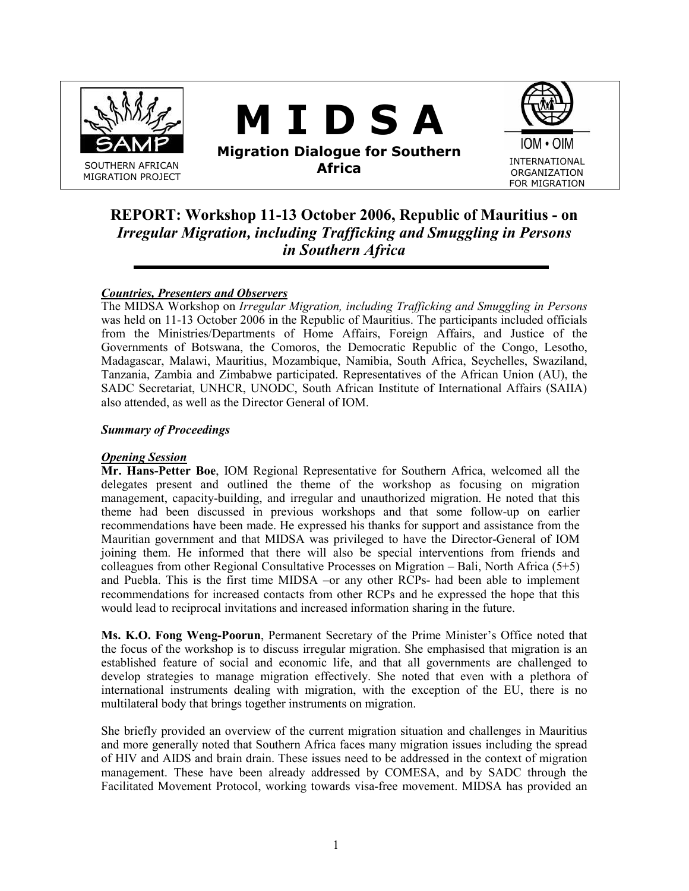SOUTHERN AFRICAN MIGRATION PROJECT

# M I D S A

**Migration Dialogue for Southern Africa**

INTERNATIONAL ORGANIZATION FOR MIGRATION

## REPORT: Workshop 11-13 October 2006, Republic of Mauritius - on *Irregular Migration, including Trafficking and Smuggling in Persons in Southern Africa*

***Countries, Presenters and Observers***

The MIDSA Workshop on *Irregular Migration, including Trafficking and Smuggling in Persons* was held on 11-13 October 2006 in the Republic of Mauritius. The participants included officials from the Ministries/Departments of Home Affairs, Foreign Affairs, and Justice of the Governments of Botswana, the Comoros, the Democratic Republic of the Congo, Lesotho, Madagascar, Malawi, Mauritius, Mozambique, Namibia, South Africa, Seychelles, Swaziland, Tanzania, Zambia and Zimbabwe participated. Representatives of the African Union (AU), the SADC Secretariat, UNHCR, UNODC, South African Institute of International Affairs (SAIIA) also attended, as well as the Director General of IOM.

***Summary of Proceedings***

***Opening Session***

**Mr. Hans-Petter Boe**, IOM Regional Representative for Southern Africa, welcomed all the delegates present and outlined the theme of the workshop as focusing on migration management, capacity-building, and irregular and unauthorized migration. He noted that this theme had been discussed in previous workshops and that some follow-up on earlier recommendations have been made. He expressed his thanks for support and assistance from the Mauritian government and that MIDSA was privileged to have the Director-General of IOM joining them. He informed that there will also be special interventions from friends and colleagues from other Regional Consultative Processes on Migration – Bali, North Africa (5+5) and Puebla. This is the first time MIDSA –or any other RCPs- had been able to implement recommendations for increased contacts from other RCPs and he expressed the hope that this would lead to reciprocal invitations and increased information sharing in the future.

**Ms. K.O. Fong Weng-Poorun**, Permanent Secretary of the Prime Minister's Office noted that the focus of the workshop is to discuss irregular migration. She emphasised that migration is an established feature of social and economic life, and that all governments are challenged to develop strategies to manage migration effectively. She noted that even with a plethora of international instruments dealing with migration, with the exception of the EU, there is no multilateral body that brings together instruments on migration.

She briefly provided an overview of the current migration situation and challenges in Mauritius and more generally noted that Southern Africa faces many migration issues including the spread of HIV and AIDS and brain drain. These issues need to be addressed in the context of migration management. These have been already addressed by COMESA, and by SADC through the Facilitated Movement Protocol, working towards visa-free movement. MIDSA has provided an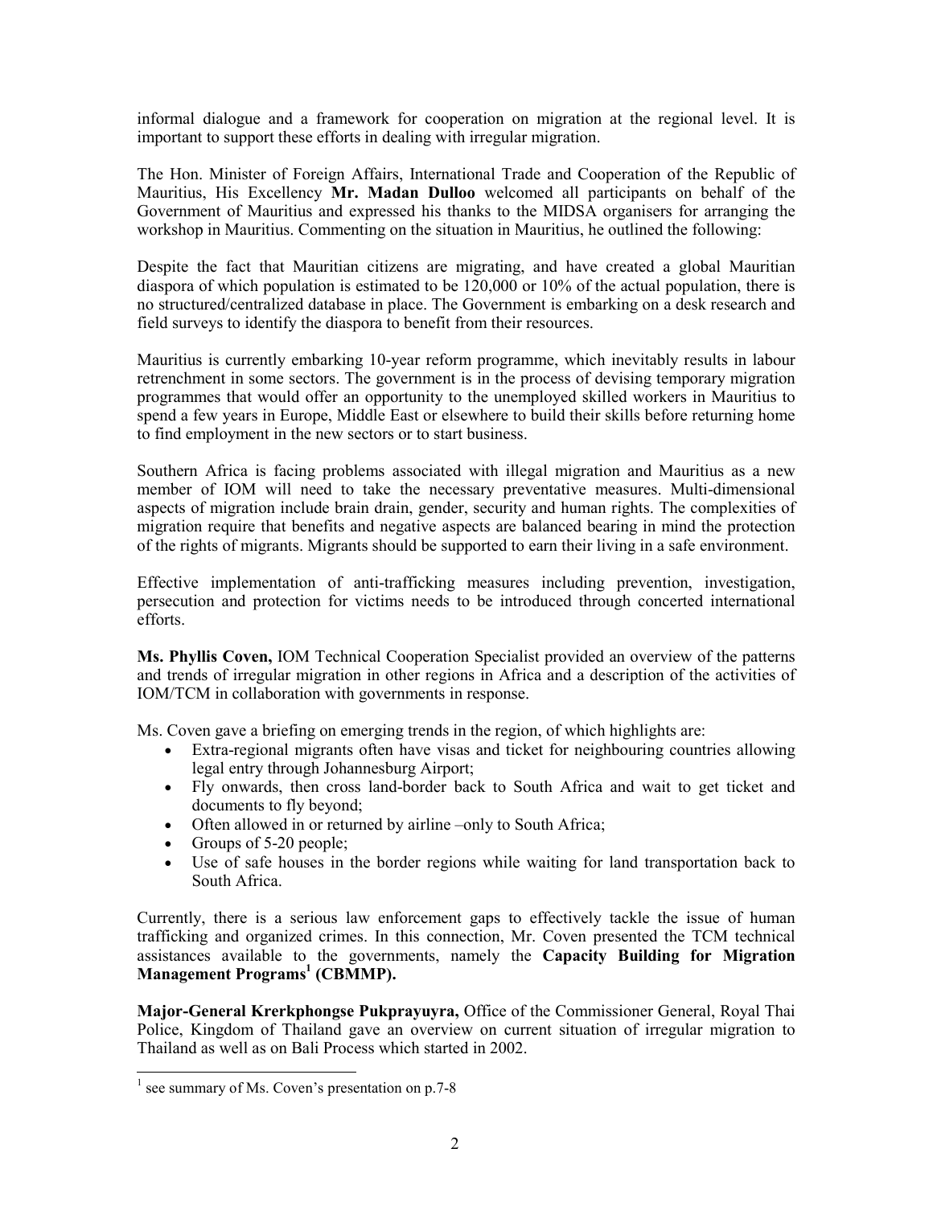informal dialogue and a framework for cooperation on migration at the regional level. It is important to support these efforts in dealing with irregular migration.

The Hon. Minister of Foreign Affairs, International Trade and Cooperation of the Republic of Mauritius, His Excellency **Mr. Madan Dulloo** welcomed all participants on behalf of the Government of Mauritius and expressed his thanks to the MIDSA organisers for arranging the workshop in Mauritius. Commenting on the situation in Mauritius, he outlined the following:

Despite the fact that Mauritian citizens are migrating, and have created a global Mauritian diaspora of which population is estimated to be 120,000 or 10% of the actual population, there is no structured/centralized database in place. The Government is embarking on a desk research and field surveys to identify the diaspora to benefit from their resources.

Mauritius is currently embarking 10-year reform programme, which inevitably results in labour retrenchment in some sectors. The government is in the process of devising temporary migration programmes that would offer an opportunity to the unemployed skilled workers in Mauritius to spend a few years in Europe, Middle East or elsewhere to build their skills before returning home to find employment in the new sectors or to start business.

Southern Africa is facing problems associated with illegal migration and Mauritius as a new member of IOM will need to take the necessary preventative measures. Multi-dimensional aspects of migration include brain drain, gender, security and human rights. The complexities of migration require that benefits and negative aspects are balanced bearing in mind the protection of the rights of migrants. Migrants should be supported to earn their living in a safe environment.

Effective implementation of anti-trafficking measures including prevention, investigation, persecution and protection for victims needs to be introduced through concerted international efforts.

**Ms. Phyllis Coven,** IOM Technical Cooperation Specialist provided an overview of the patterns and trends of irregular migration in other regions in Africa and a description of the activities of IOM/TCM in collaboration with governments in response.

Ms. Coven gave a briefing on emerging trends in the region, of which highlights are:

- Extra-regional migrants often have visas and ticket for neighbouring countries allowing legal entry through Johannesburg Airport;
- Fly onwards, then cross land-border back to South Africa and wait to get ticket and documents to fly beyond;
- Often allowed in or returned by airline –only to South Africa;
- Groups of 5-20 people;
- Use of safe houses in the border regions while waiting for land transportation back to South Africa.

Currently, there is a serious law enforcement gaps to effectively tackle the issue of human trafficking and organized crimes. In this connection, Mr. Coven presented the TCM technical assistances available to the governments, namely the **Capacity Building for Migration Management Programs[1] (CBMMP).**

**Major-General Krerkphongse Pukprayuyra,** Office of the Commissioner General, Royal Thai Police, Kingdom of Thailand gave an overview on current situation of irregular migration to Thailand as well as on Bali Process which started in 2002.

[1] see summary of Ms. Coven's presentation on p.7-8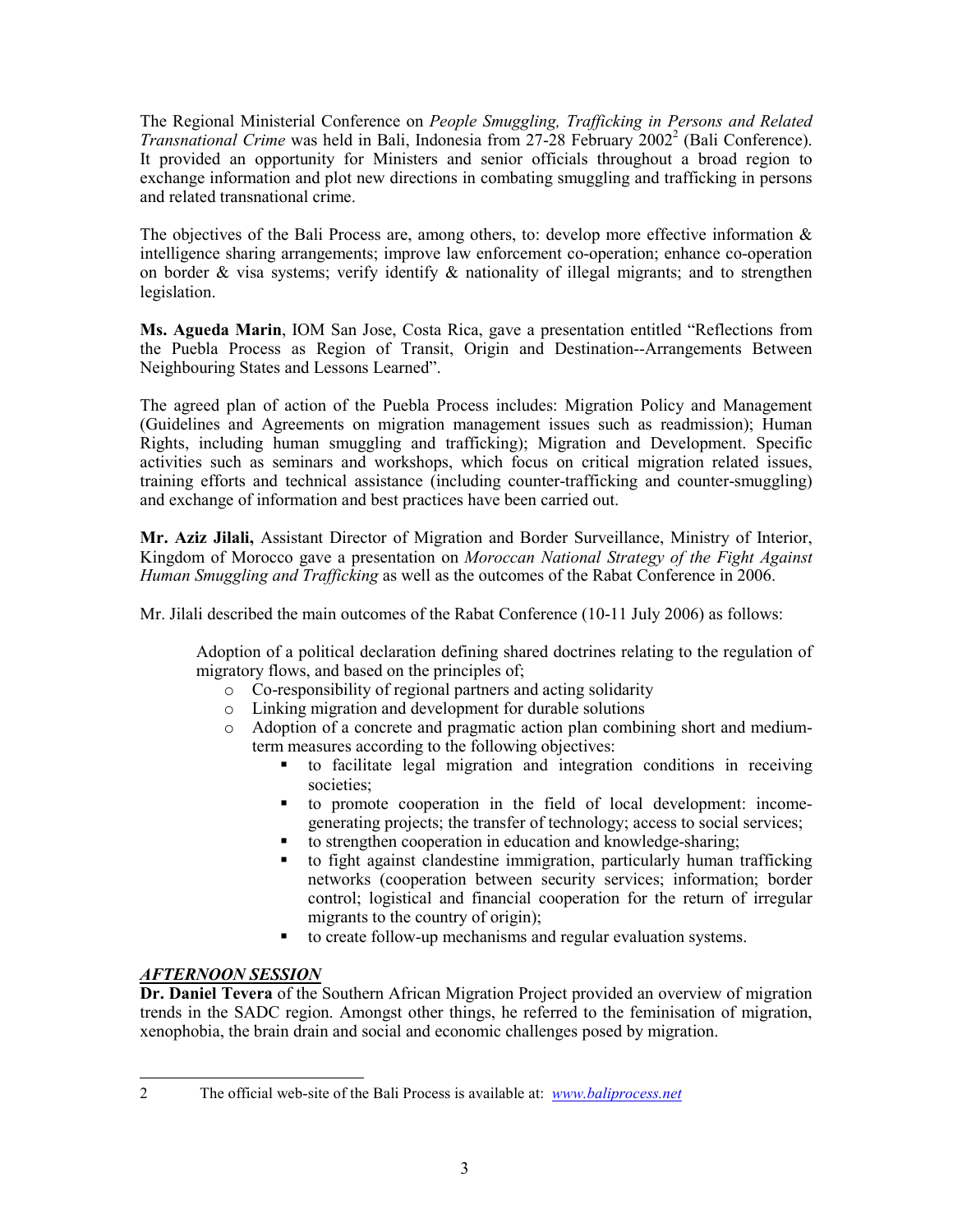The Regional Ministerial Conference on *People Smuggling, Trafficking in Persons and Related Transnational Crime* was held in Bali, Indonesia from 27-28 February 2002[2] (Bali Conference). It provided an opportunity for Ministers and senior officials throughout a broad region to exchange information and plot new directions in combating smuggling and trafficking in persons and related transnational crime.

The objectives of the Bali Process are, among others, to: develop more effective information & intelligence sharing arrangements; improve law enforcement co-operation; enhance co-operation on border & visa systems; verify identify & nationality of illegal migrants; and to strengthen legislation.

**Ms. Agueda Marin**, IOM San Jose, Costa Rica, gave a presentation entitled "Reflections from the Puebla Process as Region of Transit, Origin and Destination--Arrangements Between Neighbouring States and Lessons Learned".

The agreed plan of action of the Puebla Process includes: Migration Policy and Management (Guidelines and Agreements on migration management issues such as readmission); Human Rights, including human smuggling and trafficking); Migration and Development. Specific activities such as seminars and workshops, which focus on critical migration related issues, training efforts and technical assistance (including counter-trafficking and counter-smuggling) and exchange of information and best practices have been carried out.

**Mr. Aziz Jilali,** Assistant Director of Migration and Border Surveillance, Ministry of Interior, Kingdom of Morocco gave a presentation on *Moroccan National Strategy of the Fight Against Human Smuggling and Trafficking* as well as the outcomes of the Rabat Conference in 2006.

Mr. Jilali described the main outcomes of the Rabat Conference (10-11 July 2006) as follows:

> Adoption of a political declaration defining shared doctrines relating to the regulation of migratory flows, and based on the principles of;
>
> - Co-responsibility of regional partners and acting solidarity
> - Linking migration and development for durable solutions
> - Adoption of a concrete and pragmatic action plan combining short and medium-term measures according to the following objectives:
>   - to facilitate legal migration and integration conditions in receiving societies;
>   - to promote cooperation in the field of local development: income-generating projects; the transfer of technology; access to social services;
>   - to strengthen cooperation in education and knowledge-sharing;
>   - to fight against clandestine immigration, particularly human trafficking networks (cooperation between security services; information; border control; logistical and financial cooperation for the return of irregular migrants to the country of origin);
>   - to create follow-up mechanisms and regular evaluation systems.

## ***AFTERNOON SESSION***

**Dr. Daniel Tevera** of the Southern African Migration Project provided an overview of migration trends in the SADC region. Amongst other things, he referred to the feminisation of migration, xenophobia, the brain drain and social and economic challenges posed by migration.

---

[2] The official web-site of the Bali Process is available at: *www.baliprocess.net*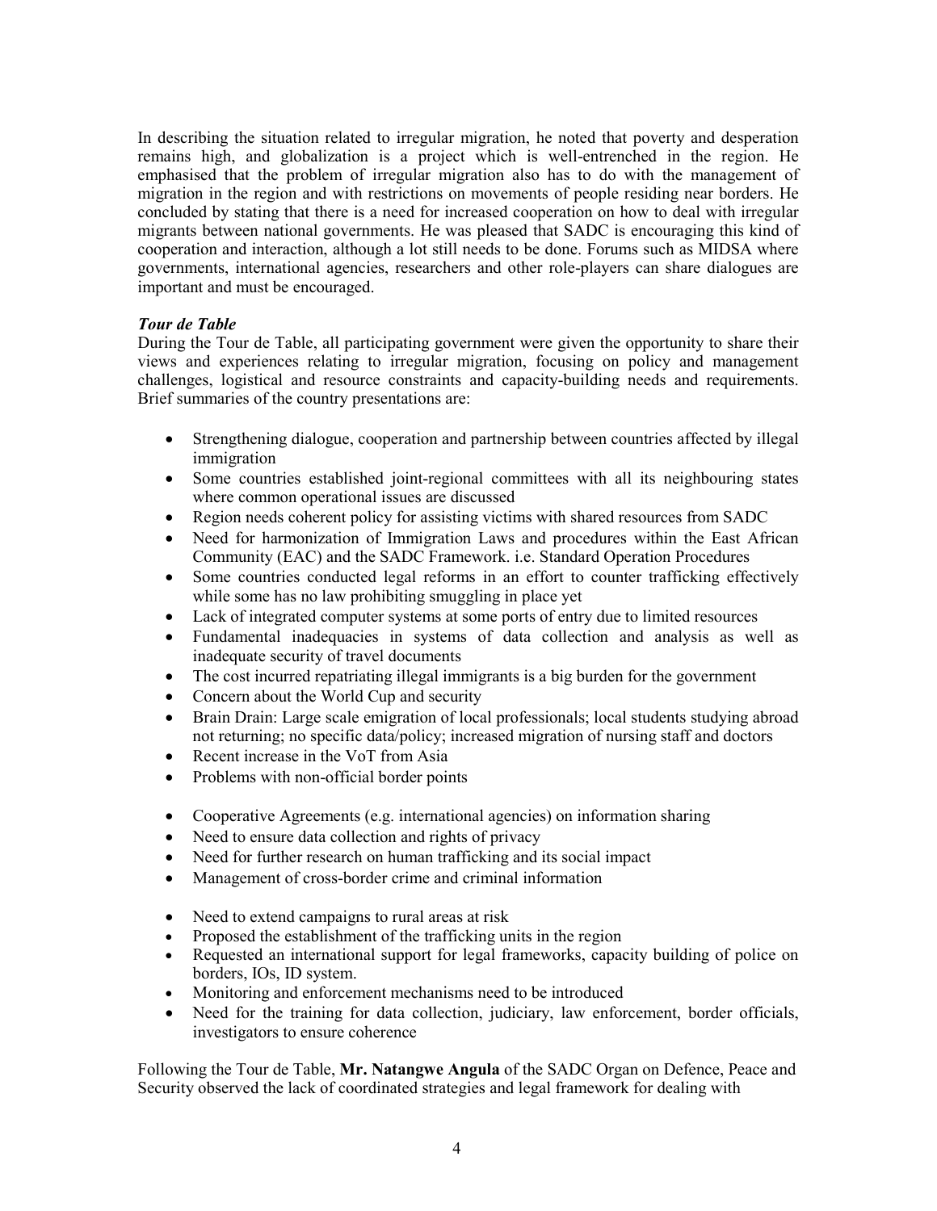In describing the situation related to irregular migration, he noted that poverty and desperation remains high, and globalization is a project which is well-entrenched in the region. He emphasised that the problem of irregular migration also has to do with the management of migration in the region and with restrictions on movements of people residing near borders. He concluded by stating that there is a need for increased cooperation on how to deal with irregular migrants between national governments. He was pleased that SADC is encouraging this kind of cooperation and interaction, although a lot still needs to be done. Forums such as MIDSA where governments, international agencies, researchers and other role-players can share dialogues are important and must be encouraged.

***Tour de Table***

During the Tour de Table, all participating government were given the opportunity to share their views and experiences relating to irregular migration, focusing on policy and management challenges, logistical and resource constraints and capacity-building needs and requirements. Brief summaries of the country presentations are:

- Strengthening dialogue, cooperation and partnership between countries affected by illegal immigration
- Some countries established joint-regional committees with all its neighbouring states where common operational issues are discussed
- Region needs coherent policy for assisting victims with shared resources from SADC
- Need for harmonization of Immigration Laws and procedures within the East African Community (EAC) and the SADC Framework. i.e. Standard Operation Procedures
- Some countries conducted legal reforms in an effort to counter trafficking effectively while some has no law prohibiting smuggling in place yet
- Lack of integrated computer systems at some ports of entry due to limited resources
- Fundamental inadequacies in systems of data collection and analysis as well as inadequate security of travel documents
- The cost incurred repatriating illegal immigrants is a big burden for the government
- Concern about the World Cup and security
- Brain Drain: Large scale emigration of local professionals; local students studying abroad not returning; no specific data/policy; increased migration of nursing staff and doctors
- Recent increase in the VoT from Asia
- Problems with non-official border points

- Cooperative Agreements (e.g. international agencies) on information sharing
- Need to ensure data collection and rights of privacy
- Need for further research on human trafficking and its social impact
- Management of cross-border crime and criminal information

- Need to extend campaigns to rural areas at risk
- Proposed the establishment of the trafficking units in the region
- Requested an international support for legal frameworks, capacity building of police on borders, IOs, ID system.
- Monitoring and enforcement mechanisms need to be introduced
- Need for the training for data collection, judiciary, law enforcement, border officials, investigators to ensure coherence

Following the Tour de Table, **Mr. Natangwe Angula** of the SADC Organ on Defence, Peace and Security observed the lack of coordinated strategies and legal framework for dealing with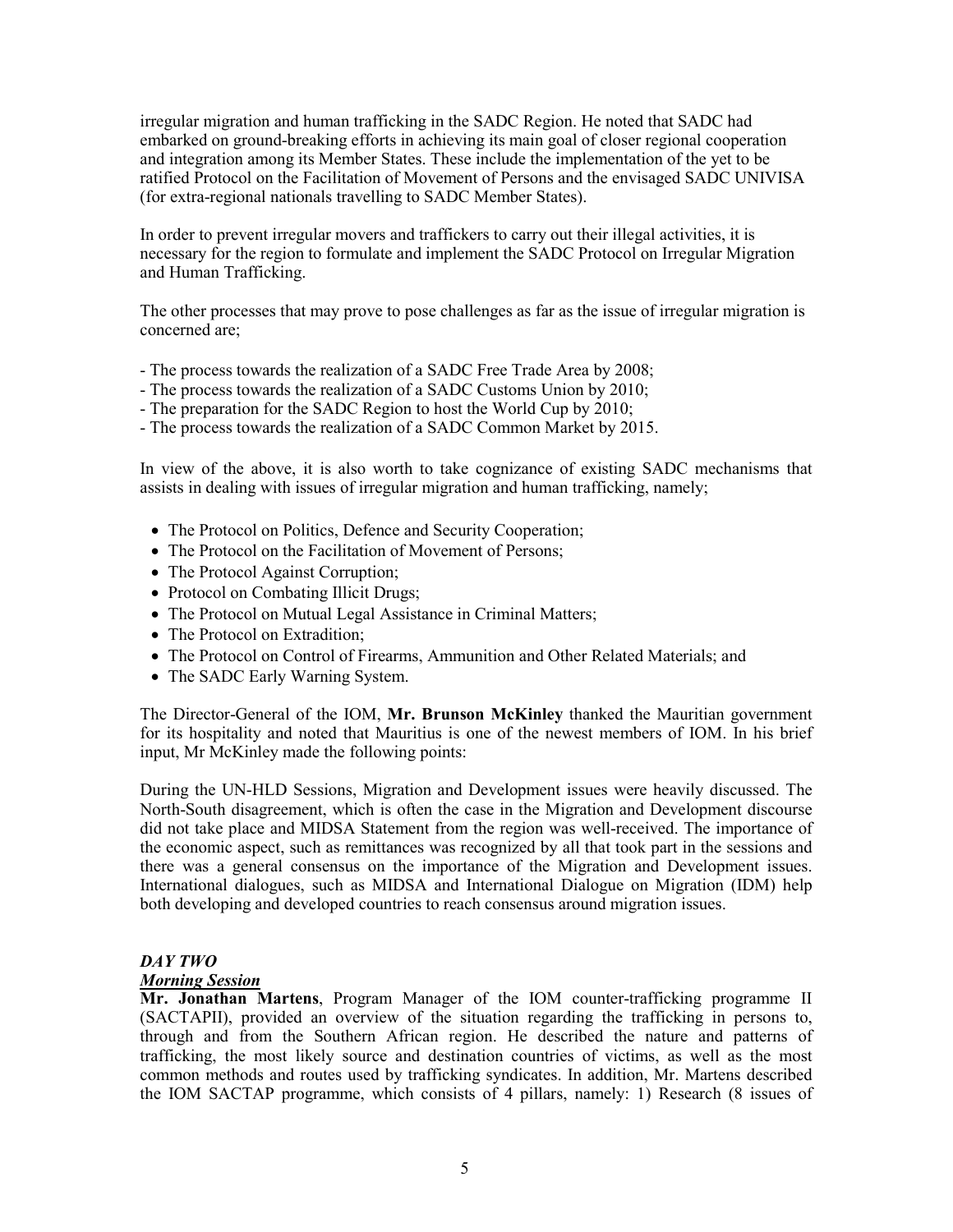irregular migration and human trafficking in the SADC Region. He noted that SADC had embarked on ground-breaking efforts in achieving its main goal of closer regional cooperation and integration among its Member States. These include the implementation of the yet to be ratified Protocol on the Facilitation of Movement of Persons and the envisaged SADC UNIVISA (for extra-regional nationals travelling to SADC Member States).

In order to prevent irregular movers and traffickers to carry out their illegal activities, it is necessary for the region to formulate and implement the SADC Protocol on Irregular Migration and Human Trafficking.

The other processes that may prove to pose challenges as far as the issue of irregular migration is concerned are;

- The process towards the realization of a SADC Free Trade Area by 2008;
- The process towards the realization of a SADC Customs Union by 2010;
- The preparation for the SADC Region to host the World Cup by 2010;
- The process towards the realization of a SADC Common Market by 2015.

In view of the above, it is also worth to take cognizance of existing SADC mechanisms that assists in dealing with issues of irregular migration and human trafficking, namely;

- The Protocol on Politics, Defence and Security Cooperation;
- The Protocol on the Facilitation of Movement of Persons;
- The Protocol Against Corruption;
- Protocol on Combating Illicit Drugs;
- The Protocol on Mutual Legal Assistance in Criminal Matters;
- The Protocol on Extradition;
- The Protocol on Control of Firearms, Ammunition and Other Related Materials; and
- The SADC Early Warning System.

The Director-General of the IOM, **Mr. Brunson McKinley** thanked the Mauritian government for its hospitality and noted that Mauritius is one of the newest members of IOM. In his brief input, Mr McKinley made the following points:

During the UN-HLD Sessions, Migration and Development issues were heavily discussed. The North-South disagreement, which is often the case in the Migration and Development discourse did not take place and MIDSA Statement from the region was well-received. The importance of the economic aspect, such as remittances was recognized by all that took part in the sessions and there was a general consensus on the importance of the Migration and Development issues. International dialogues, such as MIDSA and International Dialogue on Migration (IDM) help both developing and developed countries to reach consensus around migration issues.

***DAY TWO***

***Morning Session***

**Mr. Jonathan Martens**, Program Manager of the IOM counter-trafficking programme II (SACTAPII), provided an overview of the situation regarding the trafficking in persons to, through and from the Southern African region. He described the nature and patterns of trafficking, the most likely source and destination countries of victims, as well as the most common methods and routes used by trafficking syndicates. In addition, Mr. Martens described the IOM SACTAP programme, which consists of 4 pillars, namely: 1) Research (8 issues of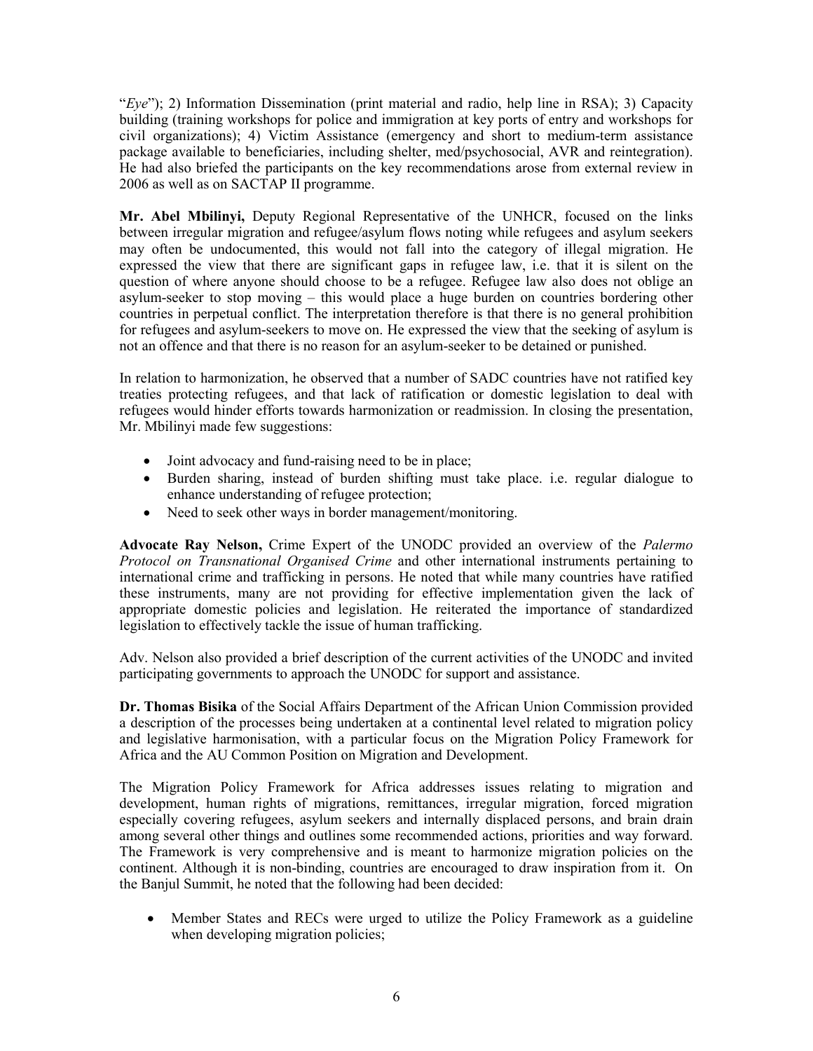"*Eye*"); 2) Information Dissemination (print material and radio, help line in RSA); 3) Capacity building (training workshops for police and immigration at key ports of entry and workshops for civil organizations); 4) Victim Assistance (emergency and short to medium-term assistance package available to beneficiaries, including shelter, med/psychosocial, AVR and reintegration). He had also briefed the participants on the key recommendations arose from external review in 2006 as well as on SACTAP II programme.

**Mr. Abel Mbilinyi,** Deputy Regional Representative of the UNHCR, focused on the links between irregular migration and refugee/asylum flows noting while refugees and asylum seekers may often be undocumented, this would not fall into the category of illegal migration. He expressed the view that there are significant gaps in refugee law, i.e. that it is silent on the question of where anyone should choose to be a refugee. Refugee law also does not oblige an asylum-seeker to stop moving – this would place a huge burden on countries bordering other countries in perpetual conflict. The interpretation therefore is that there is no general prohibition for refugees and asylum-seekers to move on. He expressed the view that the seeking of asylum is not an offence and that there is no reason for an asylum-seeker to be detained or punished.

In relation to harmonization, he observed that a number of SADC countries have not ratified key treaties protecting refugees, and that lack of ratification or domestic legislation to deal with refugees would hinder efforts towards harmonization or readmission. In closing the presentation, Mr. Mbilinyi made few suggestions:

- Joint advocacy and fund-raising need to be in place;
- Burden sharing, instead of burden shifting must take place. i.e. regular dialogue to enhance understanding of refugee protection;
- Need to seek other ways in border management/monitoring.

**Advocate Ray Nelson,** Crime Expert of the UNODC provided an overview of the *Palermo Protocol on Transnational Organised Crime* and other international instruments pertaining to international crime and trafficking in persons. He noted that while many countries have ratified these instruments, many are not providing for effective implementation given the lack of appropriate domestic policies and legislation. He reiterated the importance of standardized legislation to effectively tackle the issue of human trafficking.

Adv. Nelson also provided a brief description of the current activities of the UNODC and invited participating governments to approach the UNODC for support and assistance.

**Dr. Thomas Bisika** of the Social Affairs Department of the African Union Commission provided a description of the processes being undertaken at a continental level related to migration policy and legislative harmonisation, with a particular focus on the Migration Policy Framework for Africa and the AU Common Position on Migration and Development.

The Migration Policy Framework for Africa addresses issues relating to migration and development, human rights of migrations, remittances, irregular migration, forced migration especially covering refugees, asylum seekers and internally displaced persons, and brain drain among several other things and outlines some recommended actions, priorities and way forward. The Framework is very comprehensive and is meant to harmonize migration policies on the continent. Although it is non-binding, countries are encouraged to draw inspiration from it. On the Banjul Summit, he noted that the following had been decided:

- Member States and RECs were urged to utilize the Policy Framework as a guideline when developing migration policies;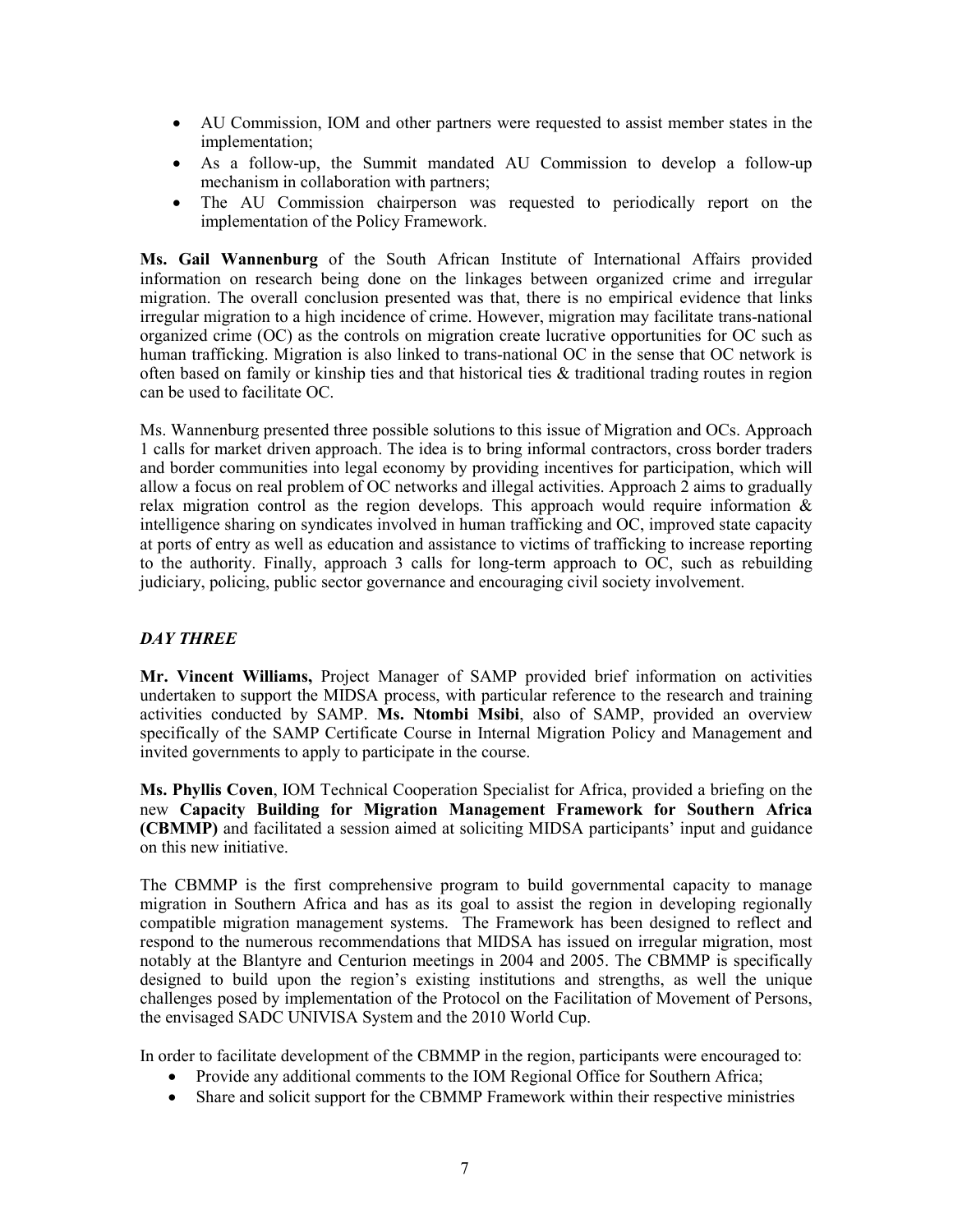- AU Commission, IOM and other partners were requested to assist member states in the implementation;
- As a follow-up, the Summit mandated AU Commission to develop a follow-up mechanism in collaboration with partners;
- The AU Commission chairperson was requested to periodically report on the implementation of the Policy Framework.

**Ms. Gail Wannenburg** of the South African Institute of International Affairs provided information on research being done on the linkages between organized crime and irregular migration. The overall conclusion presented was that, there is no empirical evidence that links irregular migration to a high incidence of crime. However, migration may facilitate trans-national organized crime (OC) as the controls on migration create lucrative opportunities for OC such as human trafficking. Migration is also linked to trans-national OC in the sense that OC network is often based on family or kinship ties and that historical ties & traditional trading routes in region can be used to facilitate OC.

Ms. Wannenburg presented three possible solutions to this issue of Migration and OCs. Approach 1 calls for market driven approach. The idea is to bring informal contractors, cross border traders and border communities into legal economy by providing incentives for participation, which will allow a focus on real problem of OC networks and illegal activities. Approach 2 aims to gradually relax migration control as the region develops. This approach would require information & intelligence sharing on syndicates involved in human trafficking and OC, improved state capacity at ports of entry as well as education and assistance to victims of trafficking to increase reporting to the authority. Finally, approach 3 calls for long-term approach to OC, such as rebuilding judiciary, policing, public sector governance and encouraging civil society involvement.

***DAY THREE***

**Mr. Vincent Williams,** Project Manager of SAMP provided brief information on activities undertaken to support the MIDSA process, with particular reference to the research and training activities conducted by SAMP. **Ms. Ntombi Msibi**, also of SAMP, provided an overview specifically of the SAMP Certificate Course in Internal Migration Policy and Management and invited governments to apply to participate in the course.

**Ms. Phyllis Coven**, IOM Technical Cooperation Specialist for Africa, provided a briefing on the new **Capacity Building for Migration Management Framework for Southern Africa (CBMMP)** and facilitated a session aimed at soliciting MIDSA participants' input and guidance on this new initiative.

The CBMMP is the first comprehensive program to build governmental capacity to manage migration in Southern Africa and has as its goal to assist the region in developing regionally compatible migration management systems. The Framework has been designed to reflect and respond to the numerous recommendations that MIDSA has issued on irregular migration, most notably at the Blantyre and Centurion meetings in 2004 and 2005. The CBMMP is specifically designed to build upon the region's existing institutions and strengths, as well the unique challenges posed by implementation of the Protocol on the Facilitation of Movement of Persons, the envisaged SADC UNIVISA System and the 2010 World Cup.

In order to facilitate development of the CBMMP in the region, participants were encouraged to:

- Provide any additional comments to the IOM Regional Office for Southern Africa;
- Share and solicit support for the CBMMP Framework within their respective ministries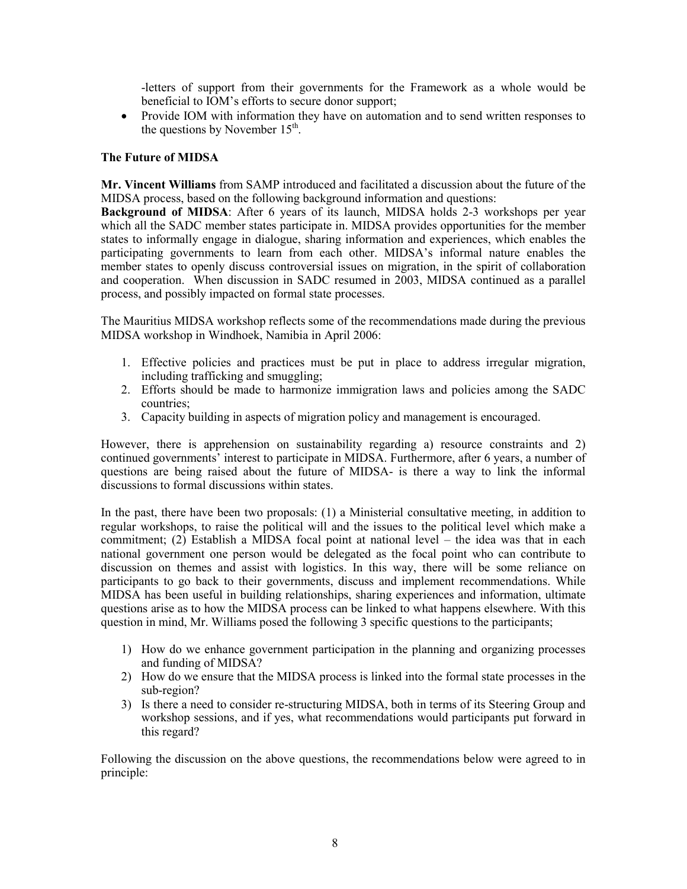-letters of support from their governments for the Framework as a whole would be beneficial to IOM's efforts to secure donor support;

- Provide IOM with information they have on automation and to send written responses to the questions by November 15th.

**The Future of MIDSA**

**Mr. Vincent Williams** from SAMP introduced and facilitated a discussion about the future of the MIDSA process, based on the following background information and questions:

**Background of MIDSA**: After 6 years of its launch, MIDSA holds 2-3 workshops per year which all the SADC member states participate in. MIDSA provides opportunities for the member states to informally engage in dialogue, sharing information and experiences, which enables the participating governments to learn from each other. MIDSA's informal nature enables the member states to openly discuss controversial issues on migration, in the spirit of collaboration and cooperation. When discussion in SADC resumed in 2003, MIDSA continued as a parallel process, and possibly impacted on formal state processes.

The Mauritius MIDSA workshop reflects some of the recommendations made during the previous MIDSA workshop in Windhoek, Namibia in April 2006:

1. Effective policies and practices must be put in place to address irregular migration, including trafficking and smuggling;
2. Efforts should be made to harmonize immigration laws and policies among the SADC countries;
3. Capacity building in aspects of migration policy and management is encouraged.

However, there is apprehension on sustainability regarding a) resource constraints and 2) continued governments' interest to participate in MIDSA. Furthermore, after 6 years, a number of questions are being raised about the future of MIDSA- is there a way to link the informal discussions to formal discussions within states.

In the past, there have been two proposals: (1) a Ministerial consultative meeting, in addition to regular workshops, to raise the political will and the issues to the political level which make a commitment; (2) Establish a MIDSA focal point at national level – the idea was that in each national government one person would be delegated as the focal point who can contribute to discussion on themes and assist with logistics. In this way, there will be some reliance on participants to go back to their governments, discuss and implement recommendations. While MIDSA has been useful in building relationships, sharing experiences and information, ultimate questions arise as to how the MIDSA process can be linked to what happens elsewhere. With this question in mind, Mr. Williams posed the following 3 specific questions to the participants;

1) How do we enhance government participation in the planning and organizing processes and funding of MIDSA?
2) How do we ensure that the MIDSA process is linked into the formal state processes in the sub-region?
3) Is there a need to consider re-structuring MIDSA, both in terms of its Steering Group and workshop sessions, and if yes, what recommendations would participants put forward in this regard?

Following the discussion on the above questions, the recommendations below were agreed to in principle: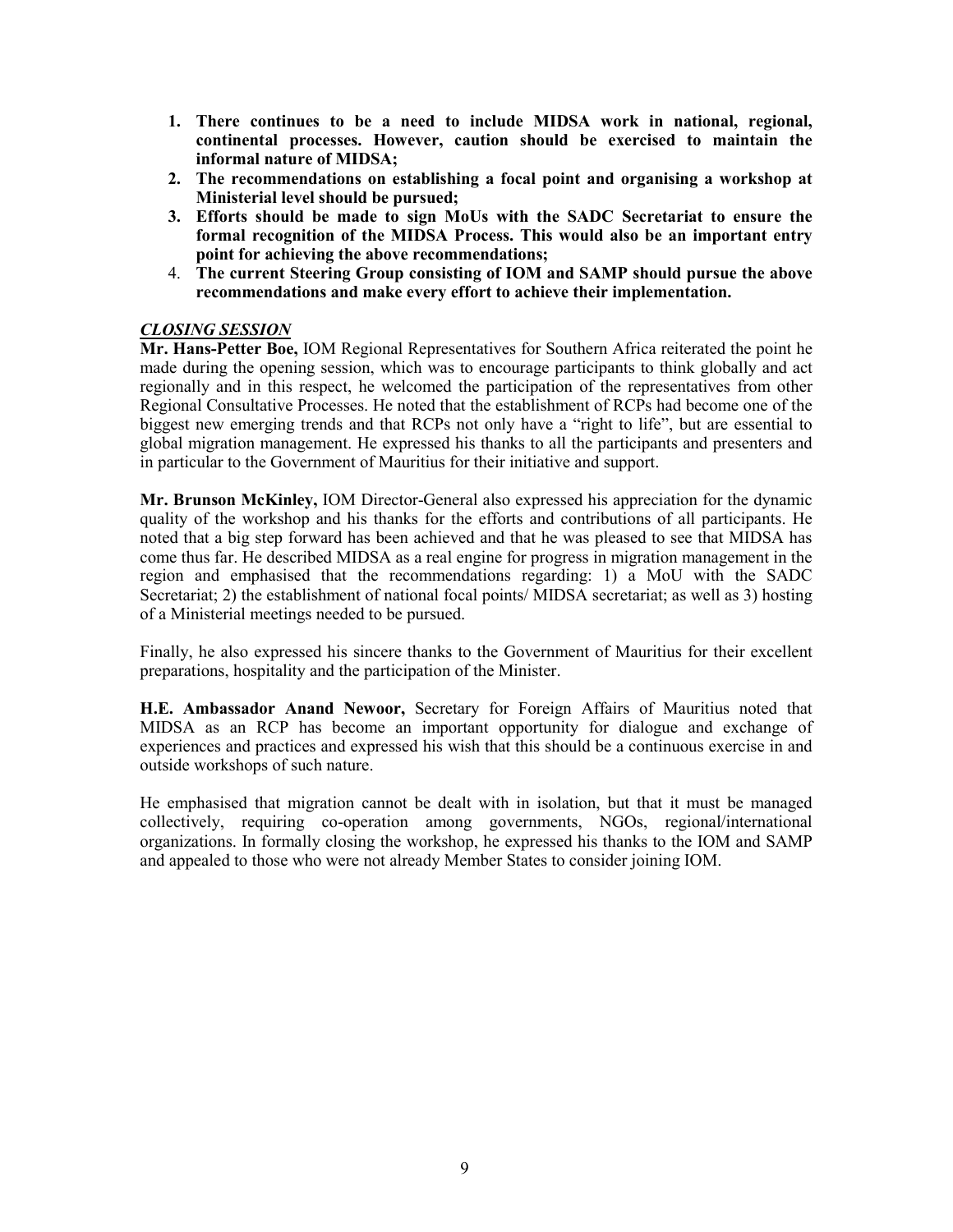1. **There continues to be a need to include MIDSA work in national, regional, continental processes. However, caution should be exercised to maintain the informal nature of MIDSA;**
2. **The recommendations on establishing a focal point and organising a workshop at Ministerial level should be pursued;**
3. **Efforts should be made to sign MoUs with the SADC Secretariat to ensure the formal recognition of the MIDSA Process. This would also be an important entry point for achieving the above recommendations;**
4. **The current Steering Group consisting of IOM and SAMP should pursue the above recommendations and make every effort to achieve their implementation.**

### ***CLOSING SESSION***

**Mr. Hans-Petter Boe,** IOM Regional Representatives for Southern Africa reiterated the point he made during the opening session, which was to encourage participants to think globally and act regionally and in this respect, he welcomed the participation of the representatives from other Regional Consultative Processes. He noted that the establishment of RCPs had become one of the biggest new emerging trends and that RCPs not only have a "right to life", but are essential to global migration management. He expressed his thanks to all the participants and presenters and in particular to the Government of Mauritius for their initiative and support.

**Mr. Brunson McKinley,** IOM Director-General also expressed his appreciation for the dynamic quality of the workshop and his thanks for the efforts and contributions of all participants. He noted that a big step forward has been achieved and that he was pleased to see that MIDSA has come thus far. He described MIDSA as a real engine for progress in migration management in the region and emphasised that the recommendations regarding: 1) a MoU with the SADC Secretariat; 2) the establishment of national focal points/ MIDSA secretariat; as well as 3) hosting of a Ministerial meetings needed to be pursued.

Finally, he also expressed his sincere thanks to the Government of Mauritius for their excellent preparations, hospitality and the participation of the Minister.

**H.E. Ambassador Anand Newoor,** Secretary for Foreign Affairs of Mauritius noted that MIDSA as an RCP has become an important opportunity for dialogue and exchange of experiences and practices and expressed his wish that this should be a continuous exercise in and outside workshops of such nature.

He emphasised that migration cannot be dealt with in isolation, but that it must be managed collectively, requiring co-operation among governments, NGOs, regional/international organizations. In formally closing the workshop, he expressed his thanks to the IOM and SAMP and appealed to those who were not already Member States to consider joining IOM.